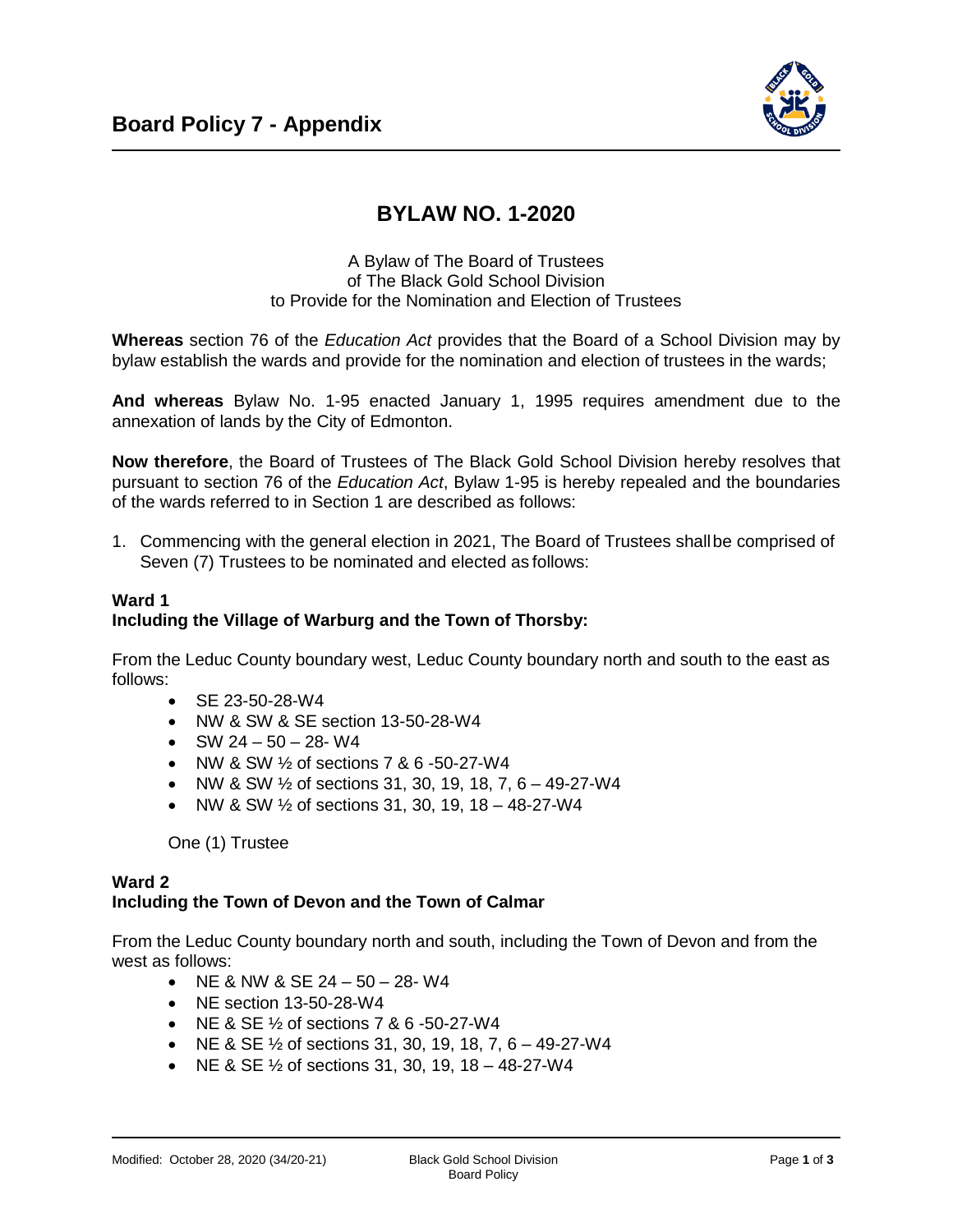# Board Policy 7 - Appendix

## BYLAW NO. 1-2020

A Bylaw of The Board of Trustees
of The Black Gold School Division
to Provide for the Nomination and Election of Trustees

**Whereas** section 76 of the *Education Act* provides that the Board of a School Division may by bylaw establish the wards and provide for the nomination and election of trustees in the wards;

**And whereas** Bylaw No. 1-95 enacted January 1, 1995 requires amendment due to the annexation of lands by the City of Edmonton.

**Now therefore**, the Board of Trustees of The Black Gold School Division hereby resolves that pursuant to section 76 of the *Education Act*, Bylaw 1-95 is hereby repealed and the boundaries of the wards referred to in Section 1 are described as follows:

1. Commencing with the general election in 2021, The Board of Trustees shall be comprised of Seven (7) Trustees to be nominated and elected as follows:

**Ward 1**
**Including the Village of Warburg and the Town of Thorsby:**

From the Leduc County boundary west, Leduc County boundary north and south to the east as follows:

- SE 23-50-28-W4
- NW & SW & SE section 13-50-28-W4
- SW 24 – 50 – 28- W4
- NW & SW ½ of sections 7 & 6 -50-27-W4
- NW & SW ½ of sections 31, 30, 19, 18, 7, 6 – 49-27-W4
- NW & SW ½ of sections 31, 30, 19, 18 – 48-27-W4

One (1) Trustee

**Ward 2**
**Including the Town of Devon and the Town of Calmar**

From the Leduc County boundary north and south, including the Town of Devon and from the west as follows:

- NE & NW & SE 24 – 50 – 28- W4
- NE section 13-50-28-W4
- NE & SE ½ of sections 7 & 6 -50-27-W4
- NE & SE ½ of sections 31, 30, 19, 18, 7, 6 – 49-27-W4
- NE & SE ½ of sections 31, 30, 19, 18 – 48-27-W4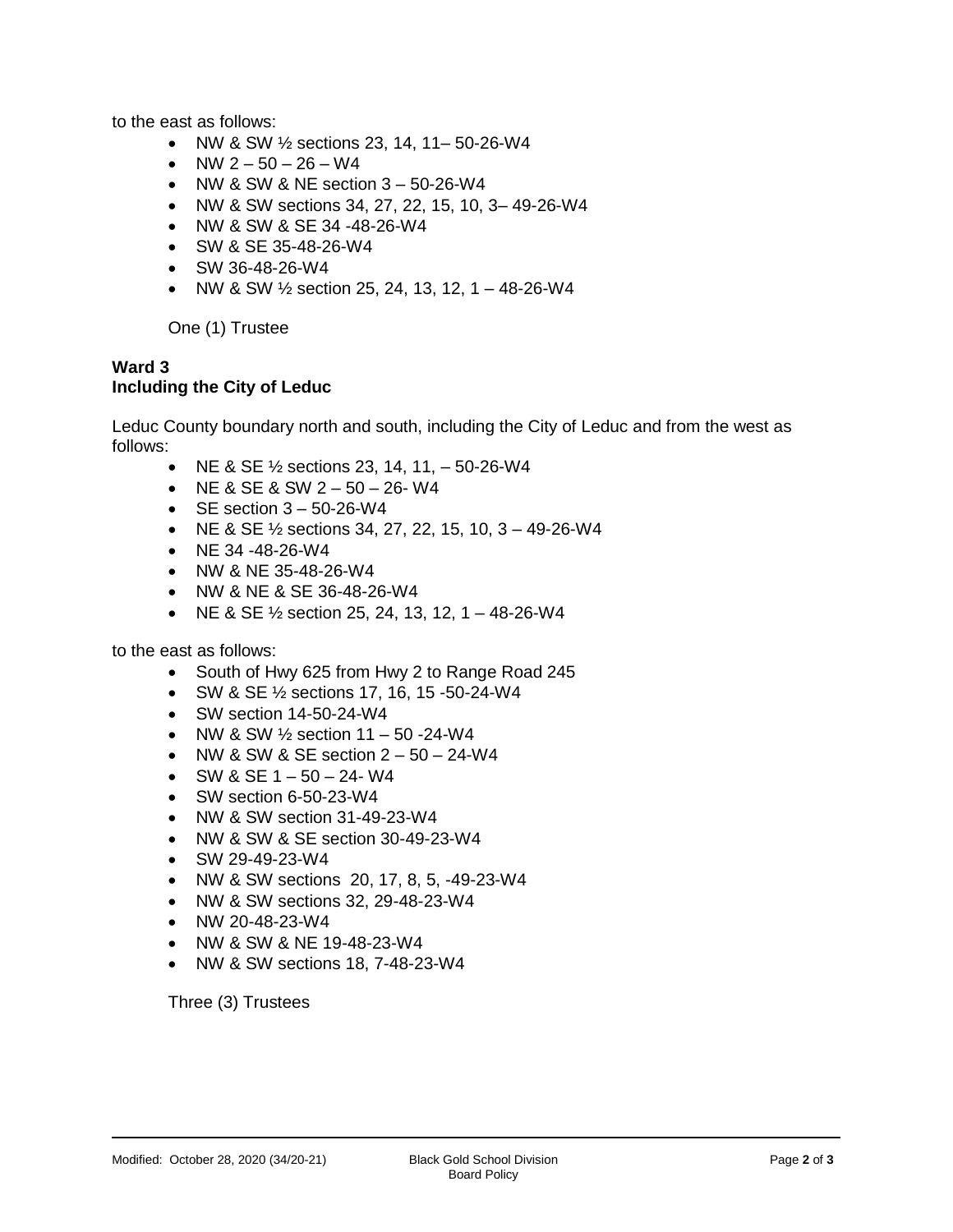to the east as follows:

- NW & SW ½ sections 23, 14, 11– 50-26-W4
- NW 2 – 50 – 26 – W4
- NW & SW & NE section 3 – 50-26-W4
- NW & SW sections 34, 27, 22, 15, 10, 3– 49-26-W4
- NW & SW & SE 34 -48-26-W4
- SW & SE 35-48-26-W4
- SW 36-48-26-W4
- NW & SW ½ section 25, 24, 13, 12, 1 – 48-26-W4

One (1) Trustee

**Ward 3**
**Including the City of Leduc**

Leduc County boundary north and south, including the City of Leduc and from the west as follows:

- NE & SE ½ sections 23, 14, 11, – 50-26-W4
- NE & SE & SW 2 – 50 – 26- W4
- SE section 3 – 50-26-W4
- NE & SE ½ sections 34, 27, 22, 15, 10, 3 – 49-26-W4
- NE 34 -48-26-W4
- NW & NE 35-48-26-W4
- NW & NE & SE 36-48-26-W4
- NE & SE ½ section 25, 24, 13, 12, 1 – 48-26-W4

to the east as follows:

- South of Hwy 625 from Hwy 2 to Range Road 245
- SW & SE ½ sections 17, 16, 15 -50-24-W4
- SW section 14-50-24-W4
- NW & SW ½ section 11 – 50 -24-W4
- NW & SW & SE section 2 – 50 – 24-W4
- SW & SE 1 – 50 – 24- W4
- SW section 6-50-23-W4
- NW & SW section 31-49-23-W4
- NW & SW & SE section 30-49-23-W4
- SW 29-49-23-W4
- NW & SW sections 20, 17, 8, 5, -49-23-W4
- NW & SW sections 32, 29-48-23-W4
- NW 20-48-23-W4
- NW & SW & NE 19-48-23-W4
- NW & SW sections 18, 7-48-23-W4

Three (3) Trustees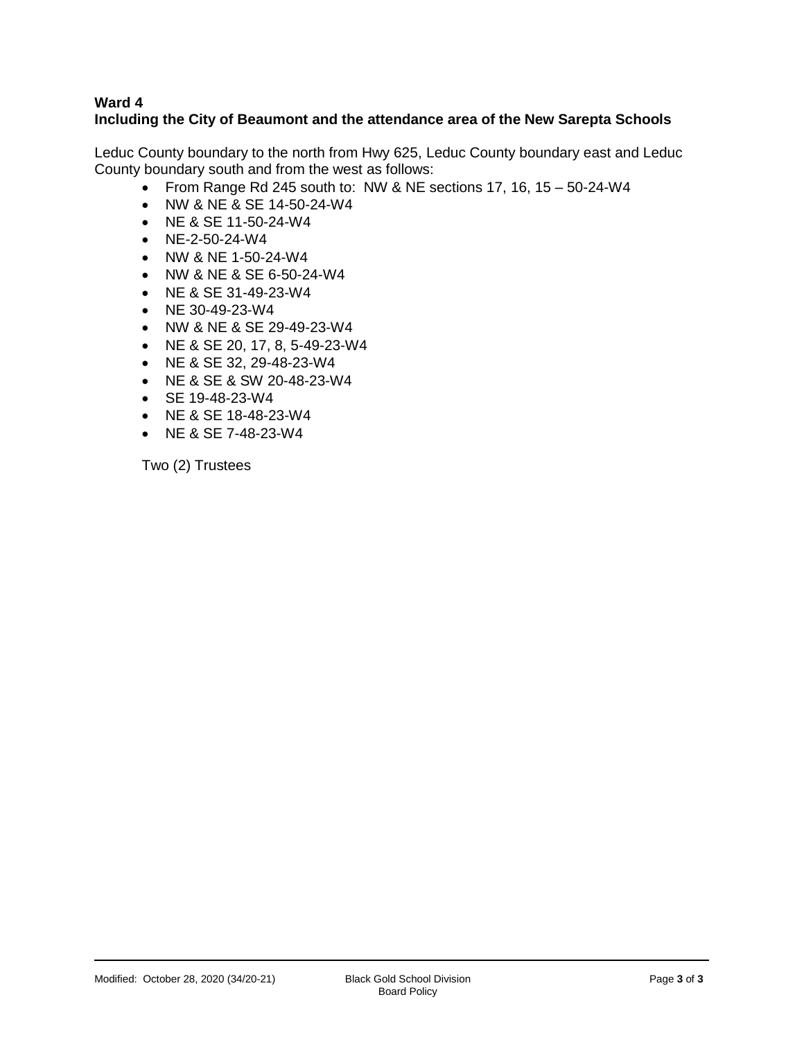**Ward 4**
**Including the City of Beaumont and the attendance area of the New Sarepta Schools**

Leduc County boundary to the north from Hwy 625, Leduc County boundary east and Leduc County boundary south and from the west as follows:

- From Range Rd 245 south to: NW & NE sections 17, 16, 15 – 50-24-W4
- NW & NE & SE 14-50-24-W4
- NE & SE 11-50-24-W4
- NE-2-50-24-W4
- NW & NE 1-50-24-W4
- NW & NE & SE 6-50-24-W4
- NE & SE 31-49-23-W4
- NE 30-49-23-W4
- NW & NE & SE 29-49-23-W4
- NE & SE 20, 17, 8, 5-49-23-W4
- NE & SE 32, 29-48-23-W4
- NE & SE & SW 20-48-23-W4
- SE 19-48-23-W4
- NE & SE 18-48-23-W4
- NE & SE 7-48-23-W4

Two (2) Trustees